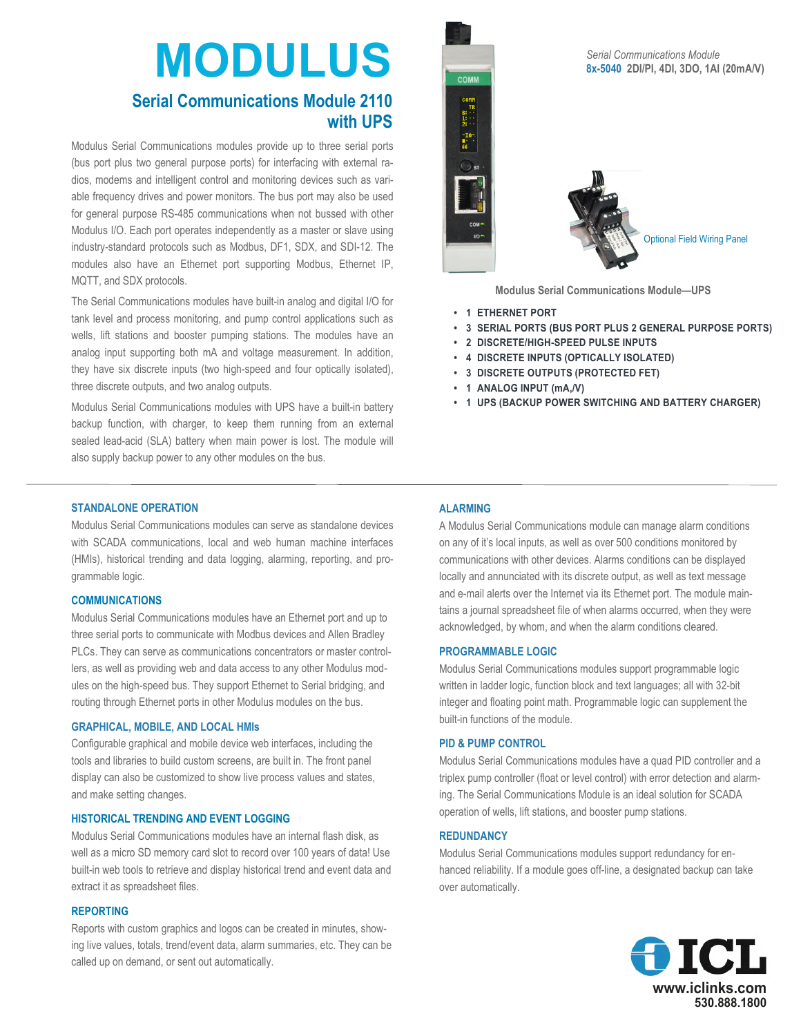# MODULUS

## Serial Communications Module 2110 with UPS

Modulus Serial Communications modules provide up to three serial ports (bus port plus two general purpose ports) for interfacing with external radios, modems and intelligent control and monitoring devices such as variable frequency drives and power monitors. The bus port may also be used for general purpose RS-485 communications when not bussed with other Modulus I/O. Each port operates independently as a master or slave using industry-standard protocols such as Modbus, DF1, SDX, and SDI-12. The modules also have an Ethernet port supporting Modbus, Ethernet IP, MQTT, and SDX protocols.

The Serial Communications modules have built-in analog and digital I/O for tank level and process monitoring, and pump control applications such as wells, lift stations and booster pumping stations. The modules have an analog input supporting both mA and voltage measurement. In addition, they have six discrete inputs (two high-speed and four optically isolated), three discrete outputs, and two analog outputs.

Modulus Serial Communications modules with UPS have a built-in battery backup function, with charger, to keep them running from an external sealed lead-acid (SLA) battery when main power is lost. The module will also supply backup power to any other modules on the bus.

*Serial Communications Module*
**8x-5040 2DI/PI, 4DI, 3DO, 1AI (20mA/V)**

Optional Field Wiring Panel

**Modulus Serial Communications Module—UPS**

- **1 ETHERNET PORT**
- **3 SERIAL PORTS (BUS PORT PLUS 2 GENERAL PURPOSE PORTS)**
- **2 DISCRETE/HIGH-SPEED PULSE INPUTS**
- **4 DISCRETE INPUTS (OPTICALLY ISOLATED)**
- **3 DISCRETE OUTPUTS (PROTECTED FET)**
- **1 ANALOG INPUT (mA,/V)**
- **1 UPS (BACKUP POWER SWITCHING AND BATTERY CHARGER)**

### STANDALONE OPERATION

Modulus Serial Communications modules can serve as standalone devices with SCADA communications, local and web human machine interfaces (HMIs), historical trending and data logging, alarming, reporting, and programmable logic.

### COMMUNICATIONS

Modulus Serial Communications modules have an Ethernet port and up to three serial ports to communicate with Modbus devices and Allen Bradley PLCs. They can serve as communications concentrators or master controllers, as well as providing web and data access to any other Modulus modules on the high-speed bus. They support Ethernet to Serial bridging, and routing through Ethernet ports in other Modulus modules on the bus.

### GRAPHICAL, MOBILE, AND LOCAL HMIs

Configurable graphical and mobile device web interfaces, including the tools and libraries to build custom screens, are built in. The front panel display can also be customized to show live process values and states, and make setting changes.

### HISTORICAL TRENDING AND EVENT LOGGING

Modulus Serial Communications modules have an internal flash disk, as well as a micro SD memory card slot to record over 100 years of data! Use built-in web tools to retrieve and display historical trend and event data and extract it as spreadsheet files.

### REPORTING

Reports with custom graphics and logos can be created in minutes, showing live values, totals, trend/event data, alarm summaries, etc. They can be called up on demand, or sent out automatically.

### ALARMING

A Modulus Serial Communications module can manage alarm conditions on any of it's local inputs, as well as over 500 conditions monitored by communications with other devices. Alarms conditions can be displayed locally and annunciated with its discrete output, as well as text message and e-mail alerts over the Internet via its Ethernet port. The module maintains a journal spreadsheet file of when alarms occurred, when they were acknowledged, by whom, and when the alarm conditions cleared.

### PROGRAMMABLE LOGIC

Modulus Serial Communications modules support programmable logic written in ladder logic, function block and text languages; all with 32-bit integer and floating point math. Programmable logic can supplement the built-in functions of the module.

### PID & PUMP CONTROL

Modulus Serial Communications modules have a quad PID controller and a triplex pump controller (float or level control) with error detection and alarming. The Serial Communications Module is an ideal solution for SCADA operation of wells, lift stations, and booster pump stations.

### REDUNDANCY

Modulus Serial Communications modules support redundancy for enhanced reliability. If a module goes off-line, a designated backup can take over automatically.

**ICL**
**www.iclinks.com**
**530.888.1800**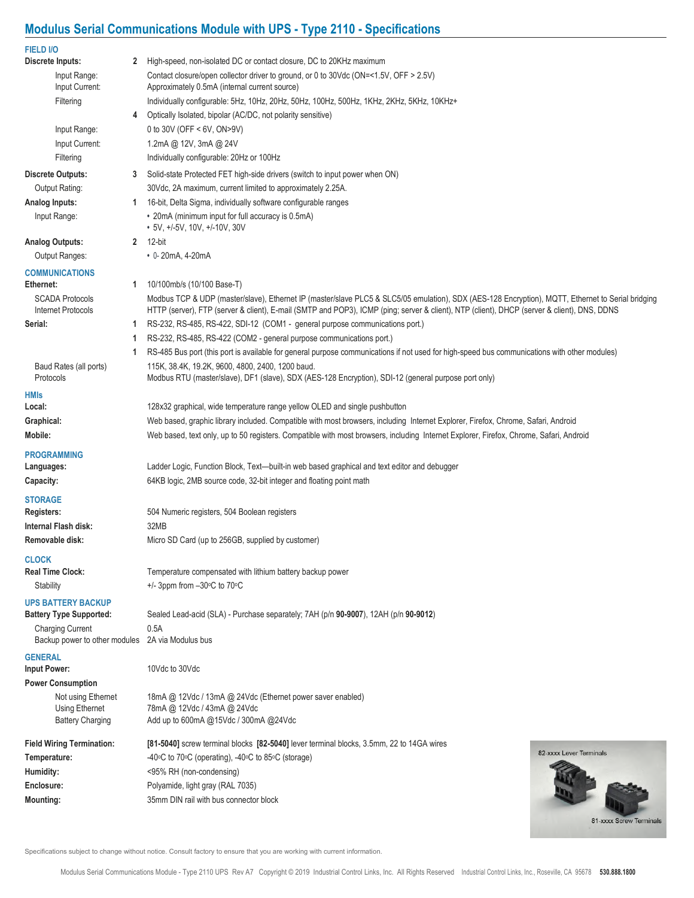# Modulus Serial Communications Module with UPS - Type 2110 - Specifications

## FIELD I/O

| | | |
|---|---|---|
| **Discrete Inputs:** | 2 | High-speed, non-isolated DC or contact closure, DC to 20KHz maximum |
| Input Range: | | Contact closure/open collector driver to ground, or 0 to 30Vdc (ON=<1.5V, OFF > 2.5V) |
| Input Current: | | Approximately 0.5mA (internal current source) |
| Filtering | | Individually configurable: 5Hz, 10Hz, 20Hz, 50Hz, 100Hz, 500Hz, 1KHz, 2KHz, 5KHz, 10KHz+ |
| | 4 | Optically Isolated, bipolar (AC/DC, not polarity sensitive) |
| Input Range: | | 0 to 30V (OFF < 6V, ON>9V) |
| Input Current: | | 1.2mA @ 12V, 3mA @ 24V |
| Filtering | | Individually configurable: 20Hz or 100Hz |
| **Discrete Outputs:** | 3 | Solid-state Protected FET high-side drivers (switch to input power when ON) |
| Output Rating: | | 30Vdc, 2A maximum, current limited to approximately 2.25A. |
| **Analog Inputs:** | 1 | 16-bit, Delta Sigma, individually software configurable ranges |
| Input Range: | | • 20mA (minimum input for full accuracy is 0.5mA)<br>• 5V, +/-5V, 10V, +/-10V, 30V |
| **Analog Outputs:** | 2 | 12-bit |
| Output Ranges: | | • 0- 20mA, 4-20mA |

## COMMUNICATIONS

| | | |
|---|---|---|
| **Ethernet:** | 1 | 10/100mb/s (10/100 Base-T) |
| SCADA Protocols | | Modbus TCP & UDP (master/slave), Ethernet IP (master/slave PLC5 & SLC5/05 emulation), SDX (AES-128 Encryption), MQTT, Ethernet to Serial bridging |
| Internet Protocols | | HTTP (server), FTP (server & client), E-mail (SMTP and POP3), ICMP (ping; server & client), NTP (client), DHCP (server & client), DNS, DDNS |
| **Serial:** | 1 | RS-232, RS-485, RS-422, SDI-12 (COM1 - general purpose communications port.) |
| | 1 | RS-232, RS-485, RS-422 (COM2 - general purpose communications port.) |
| | 1 | RS-485 Bus port (this port is available for general purpose communications if not used for high-speed bus communications with other modules) |
| Baud Rates (all ports) | | 115K, 38.4K, 19.2K, 9600, 4800, 2400, 1200 baud. |
| Protocols | | Modbus RTU (master/slave), DF1 (slave), SDX (AES-128 Encryption), SDI-12 (general purpose port only) |

## HMIs

| | |
|---|---|
| **Local:** | 128x32 graphical, wide temperature range yellow OLED and single pushbutton |
| **Graphical:** | Web based, graphic library included. Compatible with most browsers, including Internet Explorer, Firefox, Chrome, Safari, Android |
| **Mobile:** | Web based, text only, up to 50 registers. Compatible with most browsers, including Internet Explorer, Firefox, Chrome, Safari, Android |

## PROGRAMMING

| | |
|---|---|
| **Languages:** | Ladder Logic, Function Block, Text—built-in web based graphical and text editor and debugger |
| **Capacity:** | 64KB logic, 2MB source code, 32-bit integer and floating point math |

## STORAGE

| | |
|---|---|
| **Registers:** | 504 Numeric registers, 504 Boolean registers |
| **Internal Flash disk:** | 32MB |
| **Removable disk:** | Micro SD Card (up to 256GB, supplied by customer) |

## CLOCK

| | |
|---|---|
| **Real Time Clock:** | Temperature compensated with lithium battery backup power |
| Stability | +/- 3ppm from –30°C to 70°C |

## UPS BATTERY BACKUP

| | |
|---|---|
| **Battery Type Supported:** | Sealed Lead-acid (SLA) - Purchase separately; 7AH (p/n **90-9007**), 12AH (p/n **90-9012**) |
| Charging Current | 0.5A |
| Backup power to other modules | 2A via Modulus bus |

## GENERAL

| | |
|---|---|
| **Input Power:** | 10Vdc to 30Vdc |
| **Power Consumption** | |
| Not using Ethernet | 18mA @ 12Vdc / 13mA @ 24Vdc (Ethernet power saver enabled) |
| Using Ethernet | 78mA @ 12Vdc / 43mA @ 24Vdc |
| Battery Charging | Add up to 600mA @15Vdc / 300mA @24Vdc |
| **Field Wiring Termination:** | **[81-5040]** screw terminal blocks **[82-5040]** lever terminal blocks, 3.5mm, 22 to 14GA wires |
| **Temperature:** | -40°C to 70°C (operating), -40°C to 85°C (storage) |
| **Humidity:** | <95% RH (non-condensing) |
| **Enclosure:** | Polyamide, light gray (RAL 7035) |
| **Mounting:** | 35mm DIN rail with bus connector block |

82-xxxx Lever Terminals

81-xxxx Screw Terminals

Specifications subject to change without notice. Consult factory to ensure that you are working with current information.

Modulus Serial Communications Module - Type 2110 UPS Rev A7 Copyright © 2019 Industrial Control Links, Inc. All Rights Reserved Industrial Control Links, Inc., Roseville, CA 95678 **530.888.1800**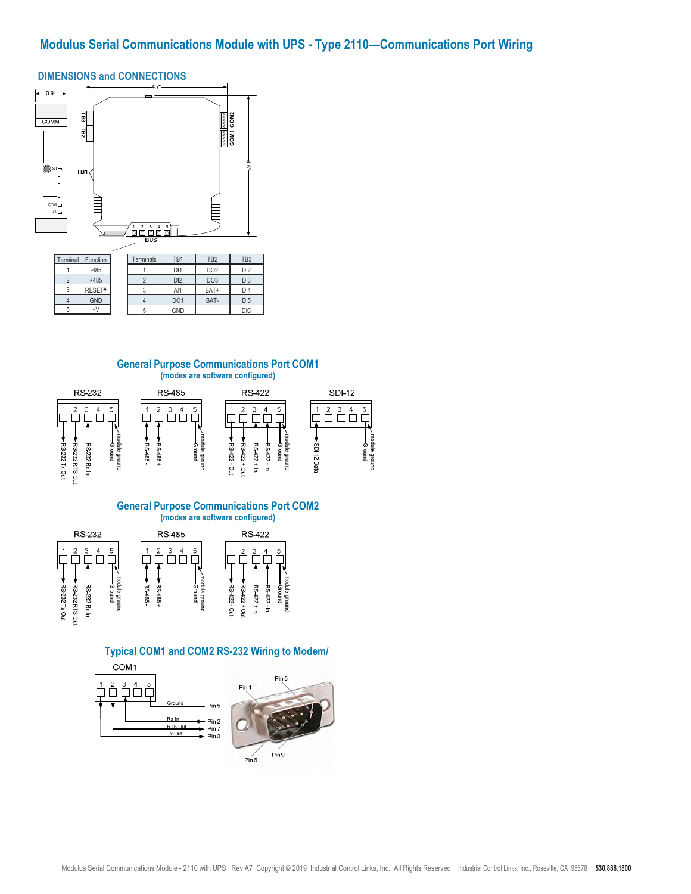# Modulus Serial Communications Module with UPS - Type 2110—Communications Port Wiring

## DIMENSIONS and CONNECTIONS

0.9"

4.7"

4.6"

COMM

ST

COM

I/O

TB3

TB2

TB1

COM1 COM2

BUS

| Terminal | Function |
|---|---|
| 1 | -485 |
| 2 | +485 |
| 3 | RESET# |
| 4 | GND |
| 5 | +V |

| Terminals | TB1 | TB2 | TB3 |
|---|---|---|---|
| 1 | DI1 | DO2 | DI2 |
| 2 | DI2 | DO3 | DI3 |
| 3 | AI1 | BAT+ | DI4 |
| 4 | DO1 | BAT- | DI5 |
| 5 | GND | | DIC |

## General Purpose Communications Port COM1

**(modes are software configured)**

**RS-232**

| Pin | Function |
|---|---|
| 1 | RS-232 Tx Out |
| 2 | RS-232 RTS Out |
| 3 | RS-232 Rx In |
| 4 | |
| 5 | module ground Ground |

**RS-485**

| Pin | Function |
|---|---|
| 1 | RS-485 - |
| 2 | RS-485 + |
| 3 | |
| 4 | |
| 5 | module ground Ground |

**RS-422**

| Pin | Function |
|---|---|
| 1 | RS-422 - Out |
| 2 | RS-422 + Out |
| 3 | RS-422 + In |
| 4 | RS-422 - In |
| 5 | module ground Ground |

**SDI-12**

| Pin | Function |
|---|---|
| 1 | SDI-12 Data |
| 2 | |
| 3 | |
| 4 | |
| 5 | module ground Ground |

## General Purpose Communications Port COM2

**(modes are software configured)**

**RS-232**

| Pin | Function |
|---|---|
| 1 | RS-232 Tx Out |
| 2 | RS-232 RTS Out |
| 3 | RS-232 Rx In |
| 4 | |
| 5 | module ground Ground |

**RS-485**

| Pin | Function |
|---|---|
| 1 | RS-485 - |
| 2 | RS-485 + |
| 3 | |
| 4 | |
| 5 | module ground Ground |

**RS-422**

| Pin | Function |
|---|---|
| 1 | RS-422 - Out |
| 2 | RS-422 + Out |
| 3 | RS-422 + In |
| 4 | RS-422 - In |
| 5 | module ground Ground |

## Typical COM1 and COM2 RS-232 Wiring to Modem/

COM1

| COM1 Terminal | Signal | DB9 Pin |
|---|---|---|
| 5 | Ground | Pin 5 |
| 3 | Rx In | Pin 2 |
| 2 | RTS Out | Pin 7 |
| 1 | Tx Out | Pin 3 |

Pin 1, Pin 5, Pin 6, Pin 9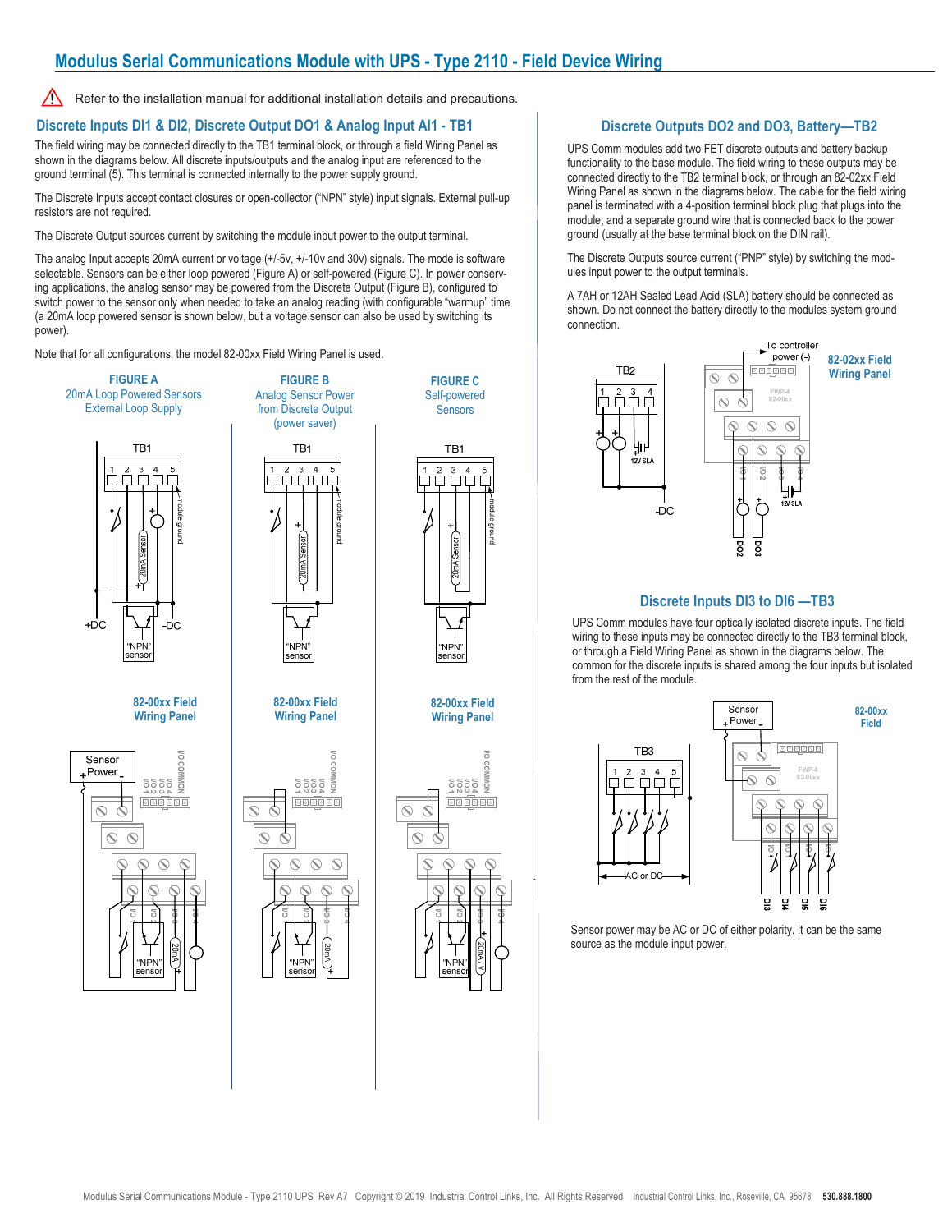# Modulus Serial Communications Module with UPS - Type 2110 - Field Device Wiring

Refer to the installation manual for additional installation details and precautions.

## Discrete Inputs DI1 & DI2, Discrete Output DO1 & Analog Input AI1 - TB1

The field wiring may be connected directly to the TB1 terminal block, or through a field Wiring Panel as shown in the diagrams below. All discrete inputs/outputs and the analog input are referenced to the ground terminal (5). This terminal is connected internally to the power supply ground.

The Discrete Inputs accept contact closures or open-collector ("NPN" style) input signals. External pull-up resistors are not required.

The Discrete Output sources current by switching the module input power to the output terminal.

The analog Input accepts 20mA current or voltage (+/-5v, +/-10v and 30v) signals. The mode is software selectable. Sensors can be either loop powered (Figure A) or self-powered (Figure C). In power conserving applications, the analog sensor may be powered from the Discrete Output (Figure B), configured to switch power to the sensor only when needed to take an analog reading (with configurable "warmup" time (a 20mA loop powered sensor is shown below, but a voltage sensor can also be used by switching its power).

Note that for all configurations, the model 82-00xx Field Wiring Panel is used.

**FIGURE A**
20mA Loop Powered Sensors
External Loop Supply

**FIGURE B**
Analog Sensor Power from Discrete Output (power saver)

**FIGURE C**
Self-powered Sensors

## Discrete Outputs DO2 and DO3, Battery—TB2

UPS Comm modules add two FET discrete outputs and battery backup functionality to the base module. The field wiring to these outputs may be connected directly to the TB2 terminal block, or through an 82-02xx Field Wiring Panel as shown in the diagrams below. The cable for the field wiring panel is terminated with a 4-position terminal block plug that plugs into the module, and a separate ground wire that is connected back to the power ground (usually at the base terminal block on the DIN rail).

The Discrete Outputs source current ("PNP" style) by switching the modules input power to the output terminals.

A 7AH or 12AH Sealed Lead Acid (SLA) battery should be connected as shown. Do not connect the battery directly to the modules system ground connection.

## Discrete Inputs DI3 to DI6 —TB3

UPS Comm modules have four optically isolated discrete inputs. The field wiring to these inputs may be connected directly to the TB3 terminal block, or through a Field Wiring Panel as shown in the diagrams below. The common for the discrete inputs is shared among the four inputs but isolated from the rest of the module.

Sensor power may be AC or DC of either polarity. It can be the same source as the module input power.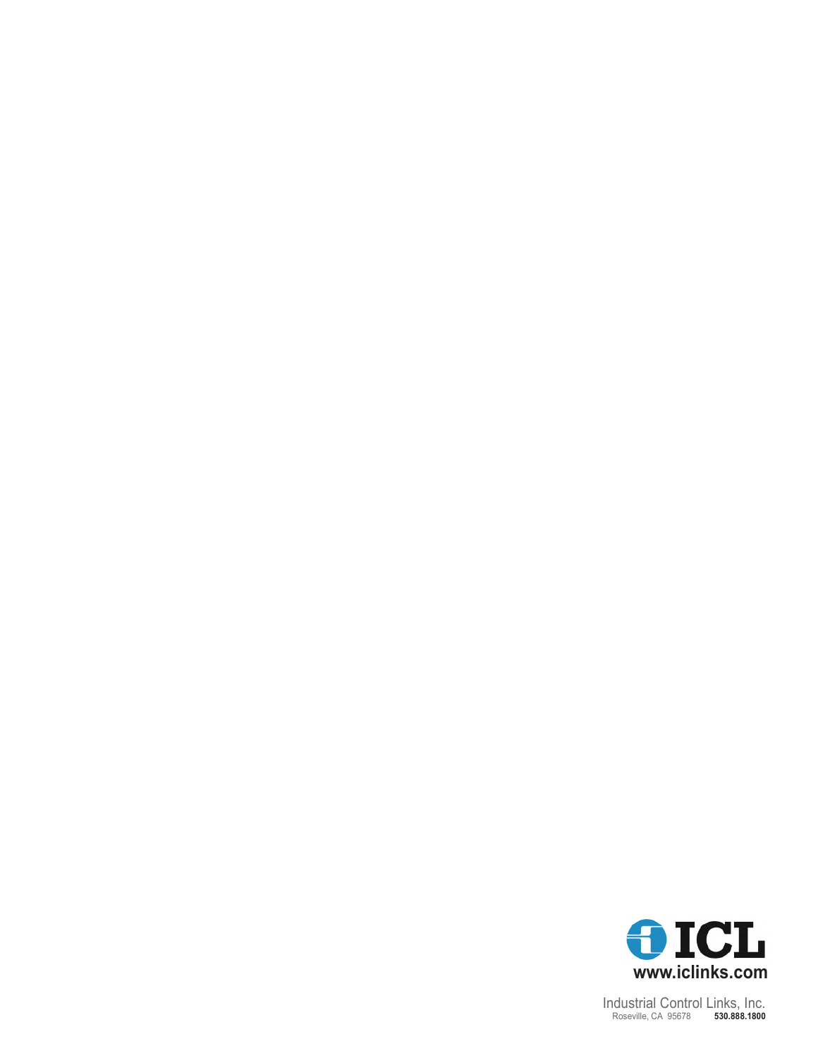ICL

www.iclinks.com

Industrial Control Links, Inc.
Roseville, CA 95678 **530.888.1800**